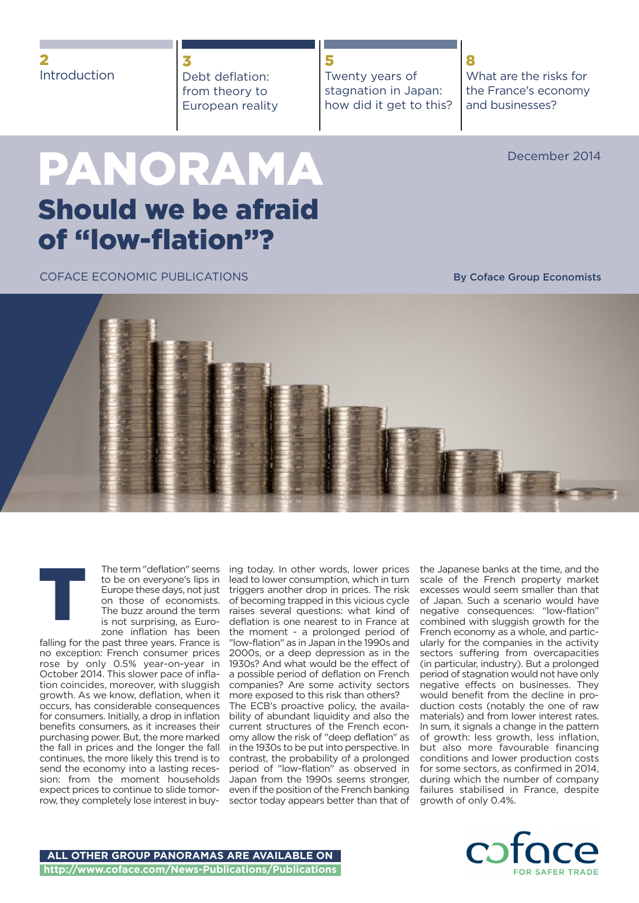2 Introduction

3 Debt deflation: from theory to European reality

5 Twenty years of stagnation in Japan: how did it get to this?

8 What are the risks for the France's economy and businesses?

# PANORAMA

## Should we be afraid of "low-flation"?

December 2014

COFACE ECONOMIC PUBLICATIONS

**By Coface Group Economists**

The term "deflation" seems to be on everyone's lips in Europe these days, not just on those of economists. The buzz around the term is not surprising, as Eurozone inflation has been falling for the past three years. France is no exception: French consumer prices rose by only 0.5% year-on-year in October 2014. This slower pace of inflation coincides, moreover, with sluggish growth. As we know, deflation, when it occurs, has considerable consequences for consumers. Initially, a drop in inflation benefits consumers, as it increases their purchasing power. But, the more marked the fall in prices and the longer the fall continues, the more likely this trend is to send the economy into a lasting recession: from the moment households expect prices to continue to slide tomorrow, they completely lose interest in buying today. In other words, lower prices lead to lower consumption, which in turn triggers another drop in prices. The risk of becoming trapped in this vicious cycle raises several questions: what kind of deflation is one nearest to in France at the moment - a prolonged period of "low-flation" as in Japan in the 1990s and 2000s, or a deep depression as in the 1930s? And what would be the effect of a possible period of deflation on French companies? Are some activity sectors more exposed to this risk than others? The ECB's proactive policy, the availability of abundant liquidity and also the current structures of the French economy allow the risk of "deep deflation" as in the 1930s to be put into perspective. In contrast, the probability of a prolonged period of "low-flation" as observed in Japan from the 1990s seems stronger, even if the position of the French banking sector today appears better than that of the Japanese banks at the time, and the scale of the French property market excesses would seem smaller than that of Japan. Such a scenario would have negative consequences: "low-flation" combined with sluggish growth for the French economy as a whole, and particularly for the companies in the activity sectors suffering from overcapacities (in particular, industry). But a prolonged period of stagnation would not have only negative effects on businesses. They would benefit from the decline in production costs (notably the one of raw materials) and from lower interest rates. In sum, it signals a change in the pattern of growth: less growth, less inflation, but also more favourable financing conditions and lower production costs for some sectors, as confirmed in 2014, during which the number of company failures stabilised in France, despite growth of only 0.4%.

**ALL OTHER GROUP PANORAMAS ARE AVAILABLE ON**
**http://www.coface.com/News-Publications/Publications**

coface FOR SAFER TRADE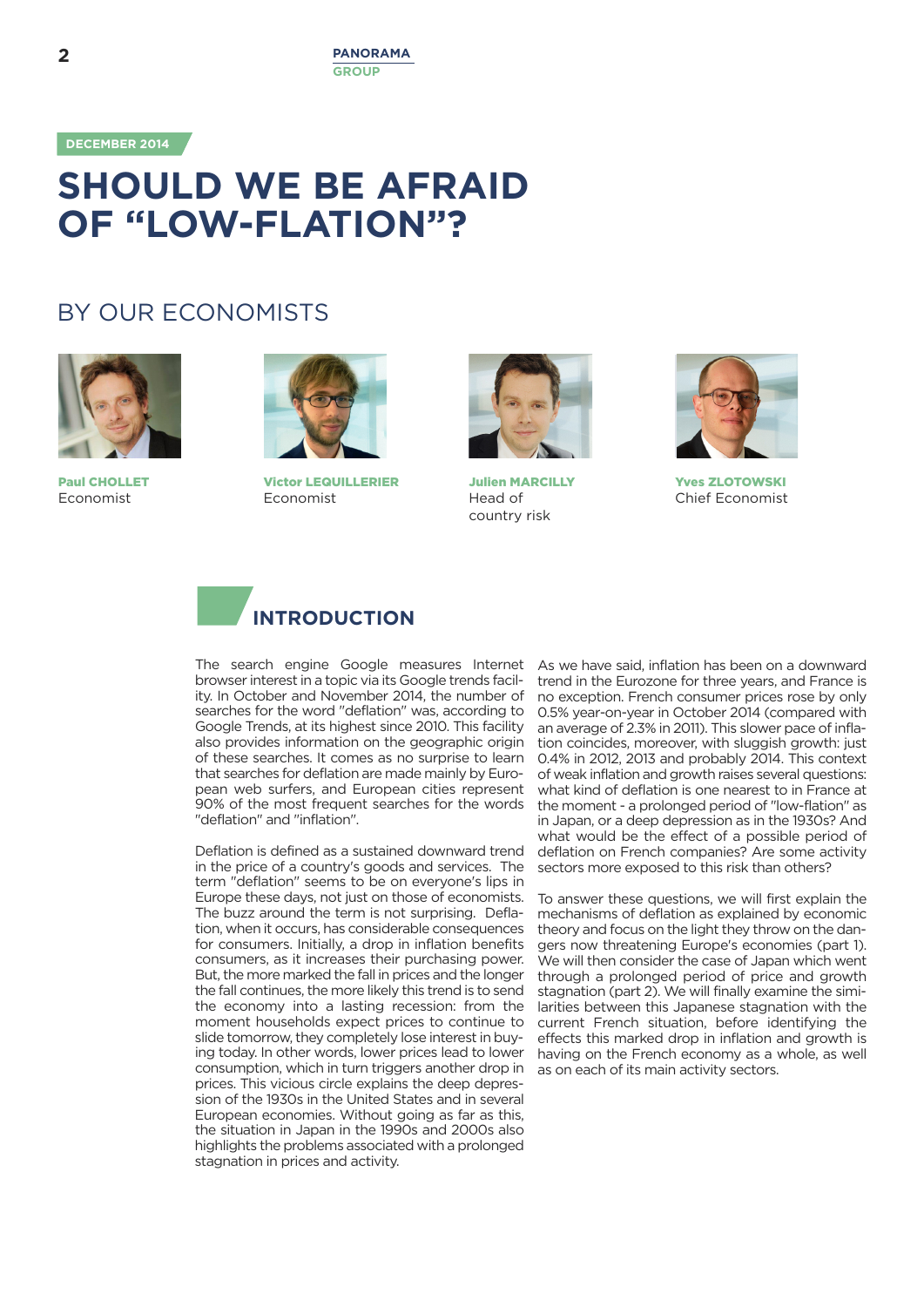DECEMBER 2014

# SHOULD WE BE AFRAID OF "LOW-FLATION"?

## BY OUR ECONOMISTS

**Paul CHOLLET**
Economist

**Victor LEQUILLERIER**
Economist

**Julien MARCILLY**
Head of country risk

**Yves ZLOTOWSKI**
Chief Economist

## INTRODUCTION

The search engine Google measures Internet browser interest in a topic via its Google trends facility. In October and November 2014, the number of searches for the word "deflation" was, according to Google Trends, at its highest since 2010. This facility also provides information on the geographic origin of these searches. It comes as no surprise to learn that searches for deflation are made mainly by European web surfers, and European cities represent 90% of the most frequent searches for the words "deflation" and "inflation".

Deflation is defined as a sustained downward trend in the price of a country's goods and services. The term "deflation" seems to be on everyone's lips in Europe these days, not just on those of economists. The buzz around the term is not surprising. Deflation, when it occurs, has considerable consequences for consumers. Initially, a drop in inflation benefits consumers, as it increases their purchasing power. But, the more marked the fall in prices and the longer the fall continues, the more likely this trend is to send the economy into a lasting recession: from the moment households expect prices to continue to slide tomorrow, they completely lose interest in buying today. In other words, lower prices lead to lower consumption, which in turn triggers another drop in prices. This vicious circle explains the deep depression of the 1930s in the United States and in several European economies. Without going as far as this, the situation in Japan in the 1990s and 2000s also highlights the problems associated with a prolonged stagnation in prices and activity.

As we have said, inflation has been on a downward trend in the Eurozone for three years, and France is no exception. French consumer prices rose by only 0.5% year-on-year in October 2014 (compared with an average of 2.3% in 2011). This slower pace of inflation coincides, moreover, with sluggish growth: just 0.4% in 2012, 2013 and probably 2014. This context of weak inflation and growth raises several questions: what kind of deflation is one nearest to in France at the moment - a prolonged period of "low-flation" as in Japan, or a deep depression as in the 1930s? And what would be the effect of a possible period of deflation on French companies? Are some activity sectors more exposed to this risk than others?

To answer these questions, we will first explain the mechanisms of deflation as explained by economic theory and focus on the light they throw on the dangers now threatening Europe's economies (part 1). We will then consider the case of Japan which went through a prolonged period of price and growth stagnation (part 2). We will finally examine the similarities between this Japanese stagnation with the current French situation, before identifying the effects this marked drop in inflation and growth is having on the French economy as a whole, as well as on each of its main activity sectors.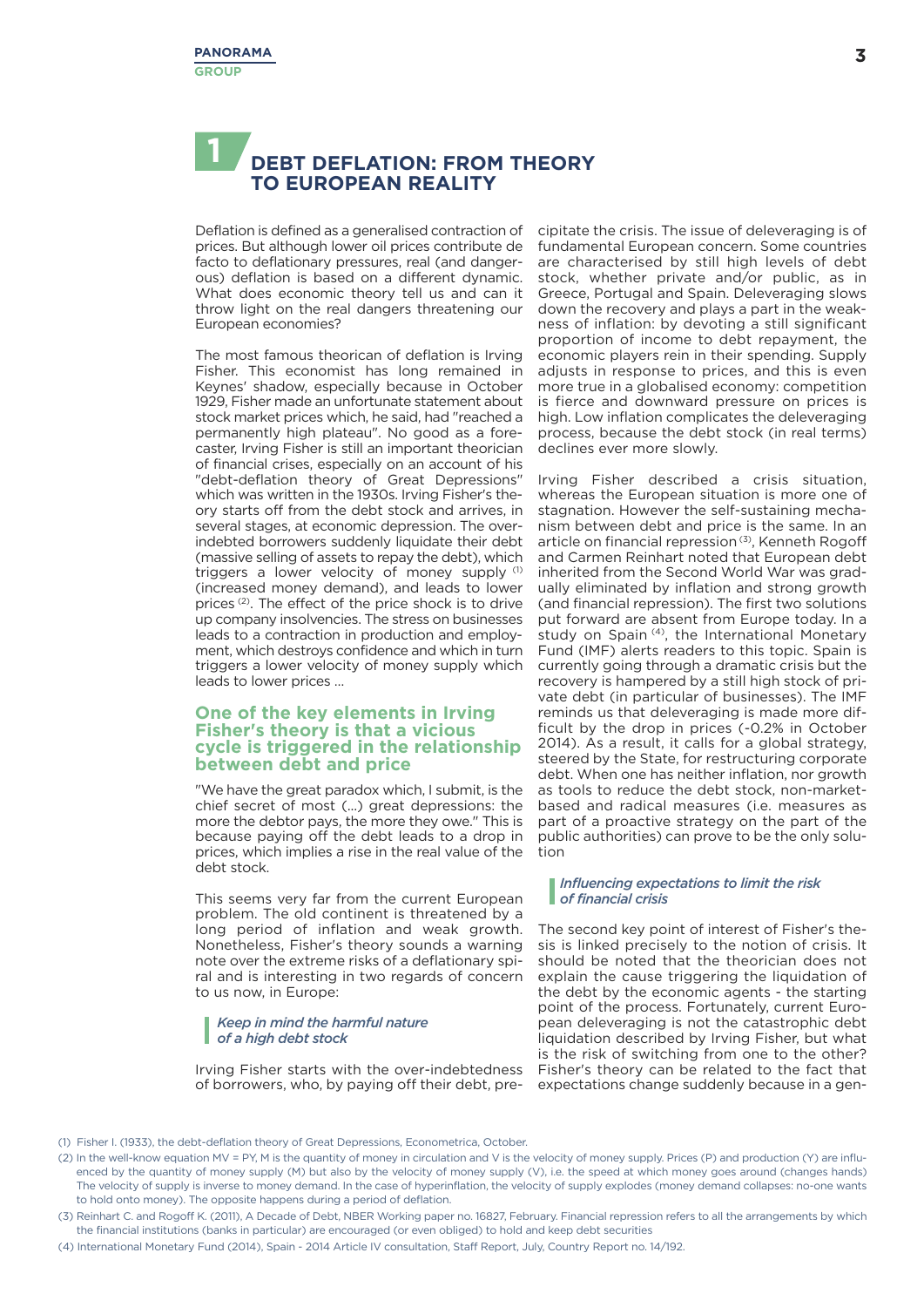# 1 DEBT DEFLATION: FROM THEORY TO EUROPEAN REALITY

Deflation is defined as a generalised contraction of prices. But although lower oil prices contribute de facto to deflationary pressures, real (and dangerous) deflation is based on a different dynamic. What does economic theory tell us and can it throw light on the real dangers threatening our European economies?

The most famous theorican of deflation is Irving Fisher. This economist has long remained in Keynes' shadow, especially because in October 1929, Fisher made an unfortunate statement about stock market prices which, he said, had "reached a permanently high plateau". No good as a forecaster, Irving Fisher is still an important theorician of financial crises, especially on an account of his "debt-deflation theory of Great Depressions" which was written in the 1930s. Irving Fisher's theory starts off from the debt stock and arrives, in several stages, at economic depression. The over-indebted borrowers suddenly liquidate their debt (massive selling of assets to repay the debt), which triggers a lower velocity of money supply [1] (increased money demand), and leads to lower prices [2]. The effect of the price shock is to drive up company insolvencies. The stress on businesses leads to a contraction in production and employment, which destroys confidence and which in turn triggers a lower velocity of money supply which leads to lower prices ...

## One of the key elements in Irving Fisher's theory is that a vicious cycle is triggered in the relationship between debt and price

"We have the great paradox which, I submit, is the chief secret of most (...) great depressions: the more the debtor pays, the more they owe." This is because paying off the debt leads to a drop in prices, which implies a rise in the real value of the debt stock.

This seems very far from the current European problem. The old continent is threatened by a long period of inflation and weak growth. Nonetheless, Fisher's theory sounds a warning note over the extreme risks of a deflationary spiral and is interesting in two regards of concern to us now, in Europe:

### *Keep in mind the harmful nature of a high debt stock*

Irving Fisher starts with the over-indebtedness of borrowers, who, by paying off their debt, precipitate the crisis. The issue of deleveraging is of fundamental European concern. Some countries are characterised by still high levels of debt stock, whether private and/or public, as in Greece, Portugal and Spain. Deleveraging slows down the recovery and plays a part in the weakness of inflation: by devoting a still significant proportion of income to debt repayment, the economic players rein in their spending. Supply adjusts in response to prices, and this is even more true in a globalised economy: competition is fierce and downward pressure on prices is high. Low inflation complicates the deleveraging process, because the debt stock (in real terms) declines ever more slowly.

Irving Fisher described a crisis situation, whereas the European situation is more one of stagnation. However the self-sustaining mechanism between debt and price is the same. In an article on financial repression [3], Kenneth Rogoff and Carmen Reinhart noted that European debt inherited from the Second World War was gradually eliminated by inflation and strong growth (and financial repression). The first two solutions put forward are absent from Europe today. In a study on Spain [4], the International Monetary Fund (IMF) alerts readers to this topic. Spain is currently going through a dramatic crisis but the recovery is hampered by a still high stock of private debt (in particular of businesses). The IMF reminds us that deleveraging is made more difficult by the drop in prices (-0.2% in October 2014). As a result, it calls for a global strategy, steered by the State, for restructuring corporate debt. When one has neither inflation, nor growth as tools to reduce the debt stock, non-market-based and radical measures (i.e. measures as part of a proactive strategy on the part of the public authorities) can prove to be the only solution

### *Influencing expectations to limit the risk of financial crisis*

The second key point of interest of Fisher's thesis is linked precisely to the notion of crisis. It should be noted that the theorician does not explain the cause triggering the liquidation of the debt by the economic agents - the starting point of the process. Fortunately, current European deleveraging is not the catastrophic debt liquidation described by Irving Fisher, but what is the risk of switching from one to the other? Fisher's theory can be related to the fact that expectations change suddenly because in a gen-

---

(1) Fisher I. (1933), the debt-deflation theory of Great Depressions, Econometrica, October.

(2) In the well-know equation MV = PY, M is the quantity of money in circulation and V is the velocity of money supply. Prices (P) and production (Y) are influenced by the quantity of money supply (M) but also by the velocity of money supply (V), i.e. the speed at which money goes around (changes hands) The velocity of supply is inverse to money demand. In the case of hyperinflation, the velocity of supply explodes (money demand collapses: no-one wants to hold onto money). The opposite happens during a period of deflation.

(3) Reinhart C. and Rogoff K. (2011), A Decade of Debt, NBER Working paper no. 16827, February. Financial repression refers to all the arrangements by which the financial institutions (banks in particular) are encouraged (or even obliged) to hold and keep debt securities

(4) International Monetary Fund (2014), Spain - 2014 Article IV consultation, Staff Report, July, Country Report no. 14/192.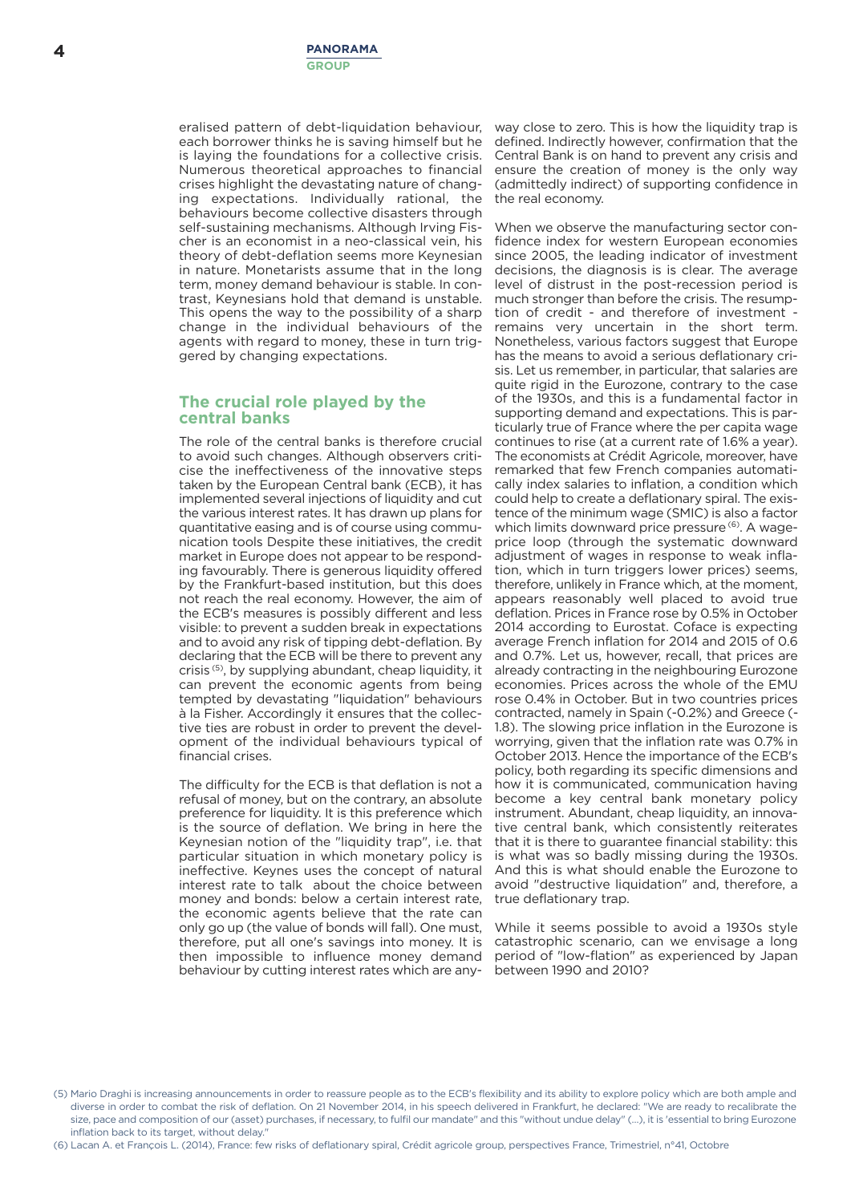eralised pattern of debt-liquidation behaviour, each borrower thinks he is saving himself but he is laying the foundations for a collective crisis. Numerous theoretical approaches to financial crises highlight the devastating nature of changing expectations. Individually rational, the behaviours become collective disasters through self-sustaining mechanisms. Although Irving Fischer is an economist in a neo-classical vein, his theory of debt-deflation seems more Keynesian in nature. Monetarists assume that in the long term, money demand behaviour is stable. In contrast, Keynesians hold that demand is unstable. This opens the way to the possibility of a sharp change in the individual behaviours of the agents with regard to money, these in turn triggered by changing expectations.

## The crucial role played by the central banks

The role of the central banks is therefore crucial to avoid such changes. Although observers criticise the ineffectiveness of the innovative steps taken by the European Central bank (ECB), it has implemented several injections of liquidity and cut the various interest rates. It has drawn up plans for quantitative easing and is of course using communication tools Despite these initiatives, the credit market in Europe does not appear to be responding favourably. There is generous liquidity offered by the Frankfurt-based institution, but this does not reach the real economy. However, the aim of the ECB's measures is possibly different and less visible: to prevent a sudden break in expectations and to avoid any risk of tipping debt-deflation. By declaring that the ECB will be there to prevent any crisis [5], by supplying abundant, cheap liquidity, it can prevent the economic agents from being tempted by devastating "liquidation" behaviours à la Fisher. Accordingly it ensures that the collective ties are robust in order to prevent the development of the individual behaviours typical of financial crises.

The difficulty for the ECB is that deflation is not a refusal of money, but on the contrary, an absolute preference for liquidity. It is this preference which is the source of deflation. We bring in here the Keynesian notion of the "liquidity trap", i.e. that particular situation in which monetary policy is ineffective. Keynes uses the concept of natural interest rate to talk about the choice between money and bonds: below a certain interest rate, the economic agents believe that the rate can only go up (the value of bonds will fall). One must, therefore, put all one's savings into money. It is then impossible to influence money demand behaviour by cutting interest rates which are anyway close to zero. This is how the liquidity trap is defined. Indirectly however, confirmation that the Central Bank is on hand to prevent any crisis and ensure the creation of money is the only way (admittedly indirect) of supporting confidence in the real economy.

When we observe the manufacturing sector confidence index for western European economies since 2005, the leading indicator of investment decisions, the diagnosis is clear. The average level of distrust in the post-recession period is much stronger than before the crisis. The resumption of credit - and therefore of investment - remains very uncertain in the short term. Nonetheless, various factors suggest that Europe has the means to avoid a serious deflationary crisis. Let us remember, in particular, that salaries are quite rigid in the Eurozone, contrary to the case of the 1930s, and this is a fundamental factor in supporting demand and expectations. This is particularly true of France where the per capita wage continues to rise (at a current rate of 1.6% a year). The economists at Crédit Agricole, moreover, have remarked that few French companies automatically index salaries to inflation, a condition which could help to create a deflationary spiral. The existence of the minimum wage (SMIC) is also a factor which limits downward price pressure [6]. A wage-price loop (through the systematic downward adjustment of wages in response to weak inflation, which in turn triggers lower prices) seems, therefore, unlikely in France which, at the moment, appears reasonably well placed to avoid true deflation. Prices in France rose by 0.5% in October 2014 according to Eurostat. Coface is expecting average French inflation for 2014 and 2015 of 0.6 and 0.7%. Let us, however, recall, that prices are already contracting in the neighbouring Eurozone economies. Prices across the whole of the EMU rose 0.4% in October. But in two countries prices contracted, namely in Spain (-0.2%) and Greece (-1.8). The slowing price inflation in the Eurozone is worrying, given that the inflation rate was 0.7% in October 2013. Hence the importance of the ECB's policy, both regarding its specific dimensions and how it is communicated, communication having become a key central bank monetary policy instrument. Abundant, cheap liquidity, an innovative central bank, which consistently reiterates that it is there to guarantee financial stability: this is what was so badly missing during the 1930s. And this is what should enable the Eurozone to avoid "destructive liquidation" and, therefore, a true deflationary trap.

While it seems possible to avoid a 1930s style catastrophic scenario, can we envisage a long period of "low-flation" as experienced by Japan between 1990 and 2010?

(5) Mario Draghi is increasing announcements in order to reassure people as to the ECB's flexibility and its ability to explore policy which are both ample and diverse in order to combat the risk of deflation. On 21 November 2014, in his speech delivered in Frankfurt, he declared: "We are ready to recalibrate the size, pace and composition of our (asset) purchases, if necessary, to fulfil our mandate" and this "without undue delay" (...), it is 'essential to bring Eurozone inflation back to its target, without delay."

(6) Lacan A. et François L. (2014), France: few risks of deflationary spiral, Crédit agricole group, perspectives France, Trimestriel, n°41, Octobre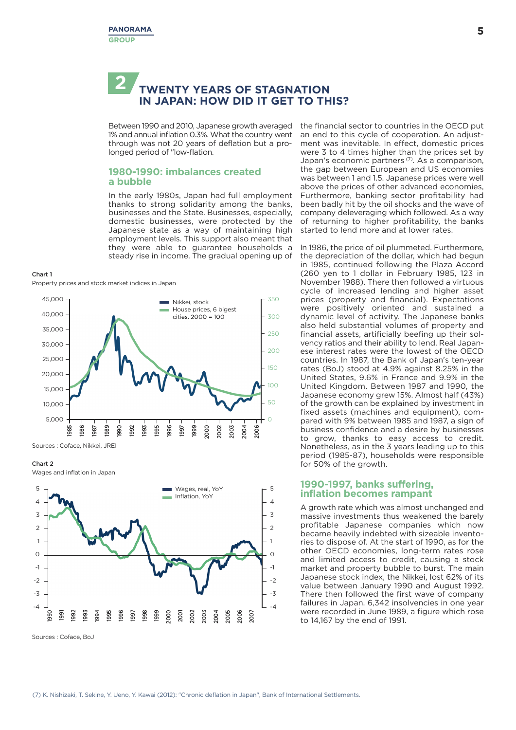## 2 TWENTY YEARS OF STAGNATION IN JAPAN: HOW DID IT GET TO THIS?

Between 1990 and 2010, Japanese growth averaged 1% and annual inflation 0.3%. What the country went through was not 20 years of deflation but a prolonged period of "low-flation.

### 1980-1990: imbalances created a bubble

In the early 1980s, Japan had full employment thanks to strong solidarity among the banks, businesses and the State. Businesses, especially, domestic businesses, were protected by the Japanese state as a way of maintaining high employment levels. This support also meant that they were able to guarantee households a steady rise in income. The gradual opening up of the financial sector to countries in the OECD put an end to this cycle of cooperation. An adjustment was inevitable. In effect, domestic prices were 3 to 4 times higher than the prices set by Japan's economic partners [7]. As a comparison, the gap between European and US economies was between 1 and 1.5. Japanese prices were well above the prices of other advanced economies, Furthermore, banking sector profitability had been badly hit by the oil shocks and the wave of company deleveraging which followed. As a way of returning to higher profitability, the banks started to lend more and at lower rates.

In 1986, the price of oil plummeted. Furthermore, the depreciation of the dollar, which had begun in 1985, continued following the Plaza Accord (260 yen to 1 dollar in February 1985, 123 in November 1988). There then followed a virtuous cycle of increased lending and higher asset prices (property and financial). Expectations were positively oriented and sustained a dynamic level of activity. The Japanese banks also held substantial volumes of property and financial assets, artificially beefing up their solvency ratios and their ability to lend. Real Japanese interest rates were the lowest of the OECD countries. In 1987, the Bank of Japan's ten-year rates (BoJ) stood at 4.9% against 8.25% in the United States, 9.6% in France and 9.9% in the United Kingdom. Between 1987 and 1990, the Japanese economy grew 15%. Almost half (43%) of the growth can be explained by investment in fixed assets (machines and equipment), compared with 9% between 1985 and 1987, a sign of business confidence and a desire by businesses to grow, thanks to easy access to credit. Nonetheless, as in the 3 years leading up to this period (1985-87), households were responsible for 50% of the growth.

**Chart 1**

Property prices and stock market indices in Japan

Sources : Coface, Nikkei, JREI

**Chart 2**

Wages and inflation in Japan

Sources : Coface, BoJ

### 1990-1997, banks suffering, inflation becomes rampant

A growth rate which was almost unchanged and massive investments thus weakened the barely profitable Japanese companies which now became heavily indebted with sizeable inventories to dispose of. At the start of 1990, as for the other OECD economies, long-term rates rose and limited access to credit, causing a stock market and property bubble to burst. The main Japanese stock index, the Nikkei, lost 62% of its value between January 1990 and August 1992. There then followed the first wave of company failures in Japan. 6,342 insolvencies in one year were recorded in June 1989, a figure which rose to 14,167 by the end of 1991.

(7) K. Nishizaki, T. Sekine, Y. Ueno, Y. Kawai (2012): "Chronic deflation in Japan", Bank of International Settlements.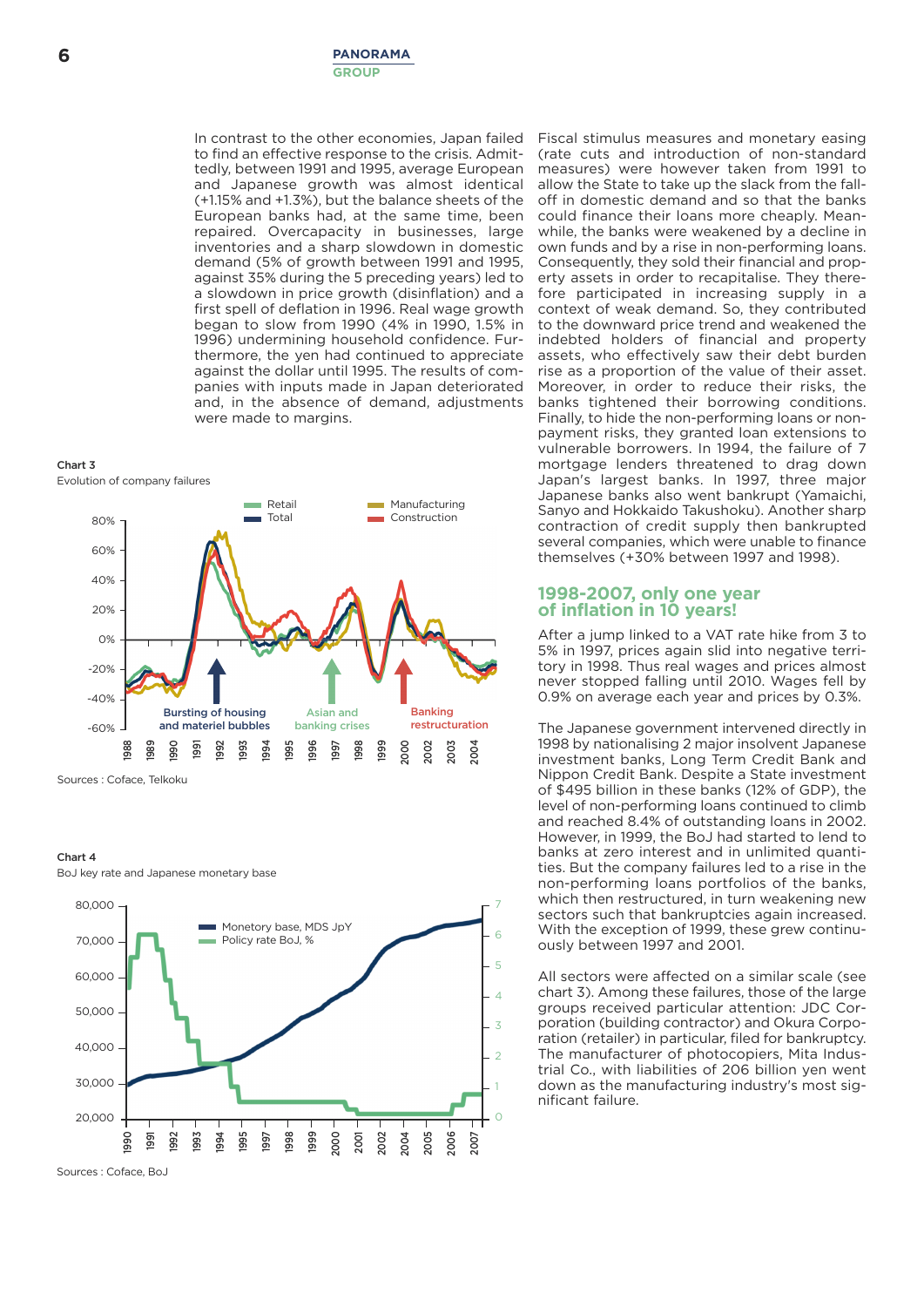In contrast to the other economies, Japan failed to find an effective response to the crisis. Admittedly, between 1991 and 1995, average European and Japanese growth was almost identical (+1.15% and +1.3%), but the balance sheets of the European banks had, at the same time, been repaired. Overcapacity in businesses, large inventories and a sharp slowdown in domestic demand (5% of growth between 1991 and 1995, against 35% during the 5 preceding years) led to a slowdown in price growth (disinflation) and a first spell of deflation in 1996. Real wage growth began to slow from 1990 (4% in 1990, 1.5% in 1996) undermining household confidence. Furthermore, the yen had continued to appreciate against the dollar until 1995. The results of companies with inputs made in Japan deteriorated and, in the absence of demand, adjustments were made to margins.

Chart 3

Evolution of company failures

Sources : Coface, Telkoku

Chart 4

BoJ key rate and Japanese monetary base

Sources : Coface, BoJ

Fiscal stimulus measures and monetary easing (rate cuts and introduction of non-standard measures) were however taken from 1991 to allow the State to take up the slack from the fall-off in domestic demand and so that the banks could finance their loans more cheaply. Meanwhile, the banks were weakened by a decline in own funds and by a rise in non-performing loans. Consequently, they sold their financial and property assets in order to recapitalise. They therefore participated in increasing supply in a context of weak demand. So, they contributed to the downward price trend and weakened the indebted holders of financial and property assets, who effectively saw their debt burden rise as a proportion of the value of their asset. Moreover, in order to reduce their risks, the banks tightened their borrowing conditions. Finally, to hide the non-performing loans or non-payment risks, they granted loan extensions to vulnerable borrowers. In 1994, the failure of 7 mortgage lenders threatened to drag down Japan's largest banks. In 1997, three major Japanese banks also went bankrupt (Yamaichi, Sanyo and Hokkaido Takushoku). Another sharp contraction of credit supply then bankrupted several companies, which were unable to finance themselves (+30% between 1997 and 1998).

## 1998-2007, only one year of inflation in 10 years!

After a jump linked to a VAT rate hike from 3 to 5% in 1997, prices again slid into negative territory in 1998. Thus real wages and prices almost never stopped falling until 2010. Wages fell by 0.9% on average each year and prices by 0.3%.

The Japanese government intervened directly in 1998 by nationalising 2 major insolvent Japanese investment banks, Long Term Credit Bank and Nippon Credit Bank. Despite a State investment of $495 billion in these banks (12% of GDP), the level of non-performing loans continued to climb and reached 8.4% of outstanding loans in 2002. However, in 1999, the BoJ had started to lend to banks at zero interest and in unlimited quantities. But the company failures led to a rise in the non-performing loans portfolios of the banks, which then restructured, in turn weakening new sectors such that bankruptcies again increased. With the exception of 1999, these grew continuously between 1997 and 2001.

All sectors were affected on a similar scale (see chart 3). Among these failures, those of the large groups received particular attention: JDC Corporation (building contractor) and Okura Corporation (retailer) in particular, filed for bankruptcy. The manufacturer of photocopiers, Mita Industrial Co., with liabilities of 206 billion yen went down as the manufacturing industry's most significant failure.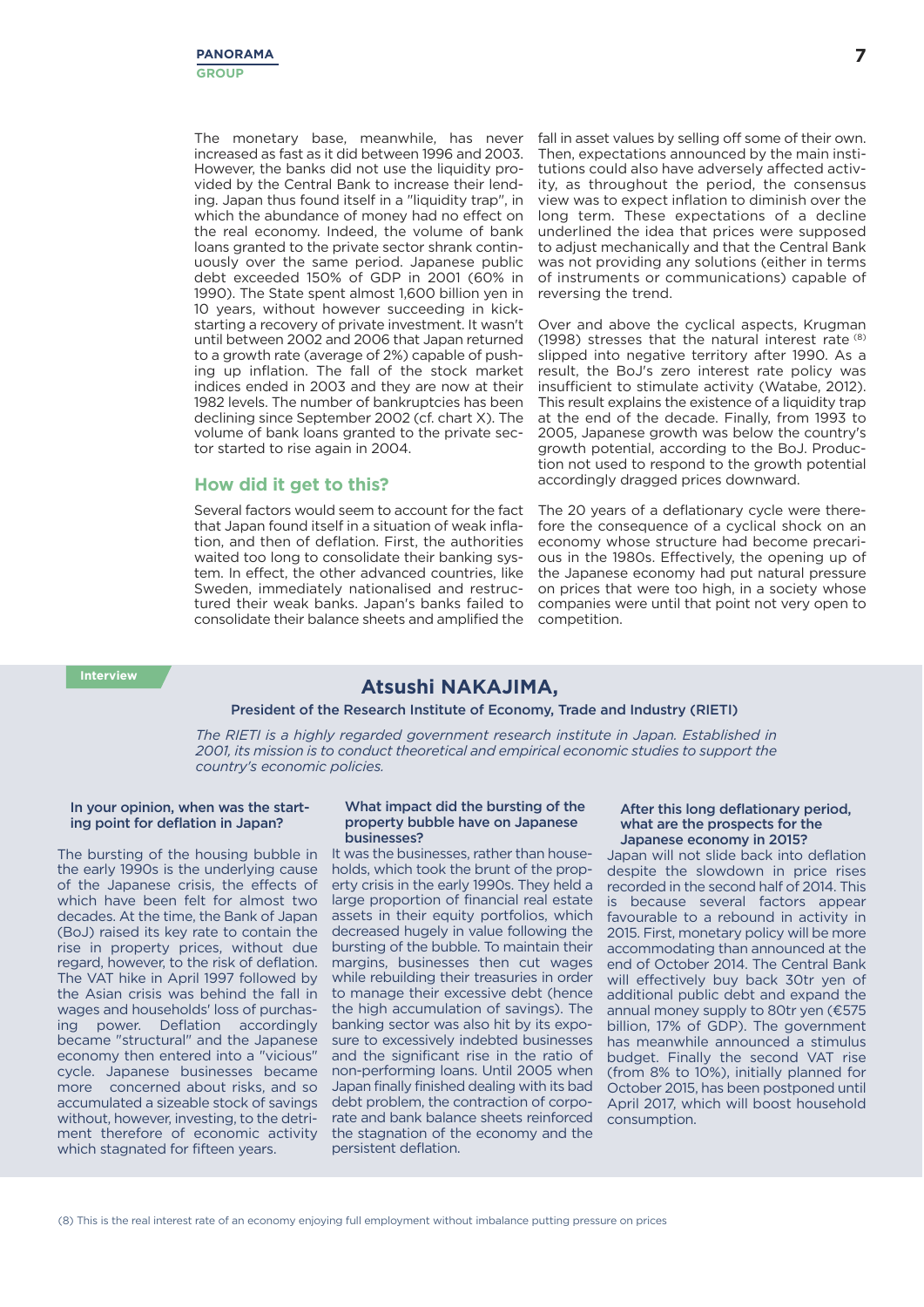The monetary base, meanwhile, has never increased as fast as it did between 1996 and 2003. However, the banks did not use the liquidity provided by the Central Bank to increase their lending. Japan thus found itself in a "liquidity trap", in which the abundance of money had no effect on the real economy. Indeed, the volume of bank loans granted to the private sector shrank continuously over the same period. Japanese public debt exceeded 150% of GDP in 2001 (60% in 1990). The State spent almost 1,600 billion yen in 10 years, without however succeeding in kick-starting a recovery of private investment. It wasn't until between 2002 and 2006 that Japan returned to a growth rate (average of 2%) capable of pushing up inflation. The fall of the stock market indices ended in 2003 and they are now at their 1982 levels. The number of bankruptcies has been declining since September 2002 (cf. chart X). The volume of bank loans granted to the private sector started to rise again in 2004.

## How did it get to this?

Several factors would seem to account for the fact that Japan found itself in a situation of weak inflation, and then of deflation. First, the authorities waited too long to consolidate their banking system. In effect, the other advanced countries, like Sweden, immediately nationalised and restructured their weak banks. Japan's banks failed to consolidate their balance sheets and amplified the fall in asset values by selling off some of their own. Then, expectations announced by the main institutions could also have adversely affected activity, as throughout the period, the consensus view was to expect inflation to diminish over the long term. These expectations of a decline underlined the idea that prices were supposed to adjust mechanically and that the Central Bank was not providing any solutions (either in terms of instruments or communications) capable of reversing the trend.

Over and above the cyclical aspects, Krugman (1998) stresses that the natural interest rate [8] slipped into negative territory after 1990. As a result, the BoJ's zero interest rate policy was insufficient to stimulate activity (Watabe, 2012). This result explains the existence of a liquidity trap at the end of the decade. Finally, from 1993 to 2005, Japanese growth was below the country's growth potential, according to the BoJ. Production not used to respond to the growth potential accordingly dragged prices downward.

The 20 years of a deflationary cycle were therefore the consequence of a cyclical shock on an economy whose structure had become precarious in the 1980s. Effectively, the opening up of the Japanese economy had put natural pressure on prices that were too high, in a society whose companies were until that point not very open to competition.

**Interview**

## Atsushi NAKAJIMA,

**President of the Research Institute of Economy, Trade and Industry (RIETI)**

*The RIETI is a highly regarded government research institute in Japan. Established in 2001, its mission is to conduct theoretical and empirical economic studies to support the country's economic policies.*

**In your opinion, when was the starting point for deflation in Japan?**

The bursting of the housing bubble in the early 1990s is the underlying cause of the Japanese crisis, the effects of which have been felt for almost two decades. At the time, the Bank of Japan (BoJ) raised its key rate to contain the rise in property prices, without due regard, however, to the risk of deflation. The VAT hike in April 1997 followed by the Asian crisis was behind the fall in wages and households' loss of purchasing power. Deflation accordingly became "structural" and the Japanese economy then entered into a "vicious" cycle. Japanese businesses became more concerned about risks, and so accumulated a sizeable stock of savings without, however, investing, to the detriment therefore of economic activity which stagnated for fifteen years.

**What impact did the bursting of the property bubble have on Japanese businesses?**

It was the businesses, rather than households, which took the brunt of the property crisis in the early 1990s. They held a large proportion of financial real estate assets in their equity portfolios, which decreased hugely in value following the bursting of the bubble. To maintain their margins, businesses then cut wages while rebuilding their treasuries in order to manage their excessive debt (hence the high accumulation of savings). The banking sector was also hit by its exposure to excessively indebted businesses and the significant rise in the ratio of non-performing loans. Until 2005 when Japan finally finished dealing with its bad debt problem, the contraction of corporate and bank balance sheets reinforced the stagnation of the economy and the persistent deflation.

**After this long deflationary period, what are the prospects for the Japanese economy in 2015?**

Japan will not slide back into deflation despite the slowdown in price rises recorded in the second half of 2014. This is because several factors appear favourable to a rebound in activity in 2015. First, monetary policy will be more accommodating than announced at the end of October 2014. The Central Bank will effectively buy back 30tr yen of additional public debt and expand the annual money supply to 80tr yen (€575 billion, 17% of GDP). The government has meanwhile announced a stimulus budget. Finally the second VAT rise (from 8% to 10%), initially planned for October 2015, has been postponed until April 2017, which will boost household consumption.

(8) This is the real interest rate of an economy enjoying full employment without imbalance putting pressure on prices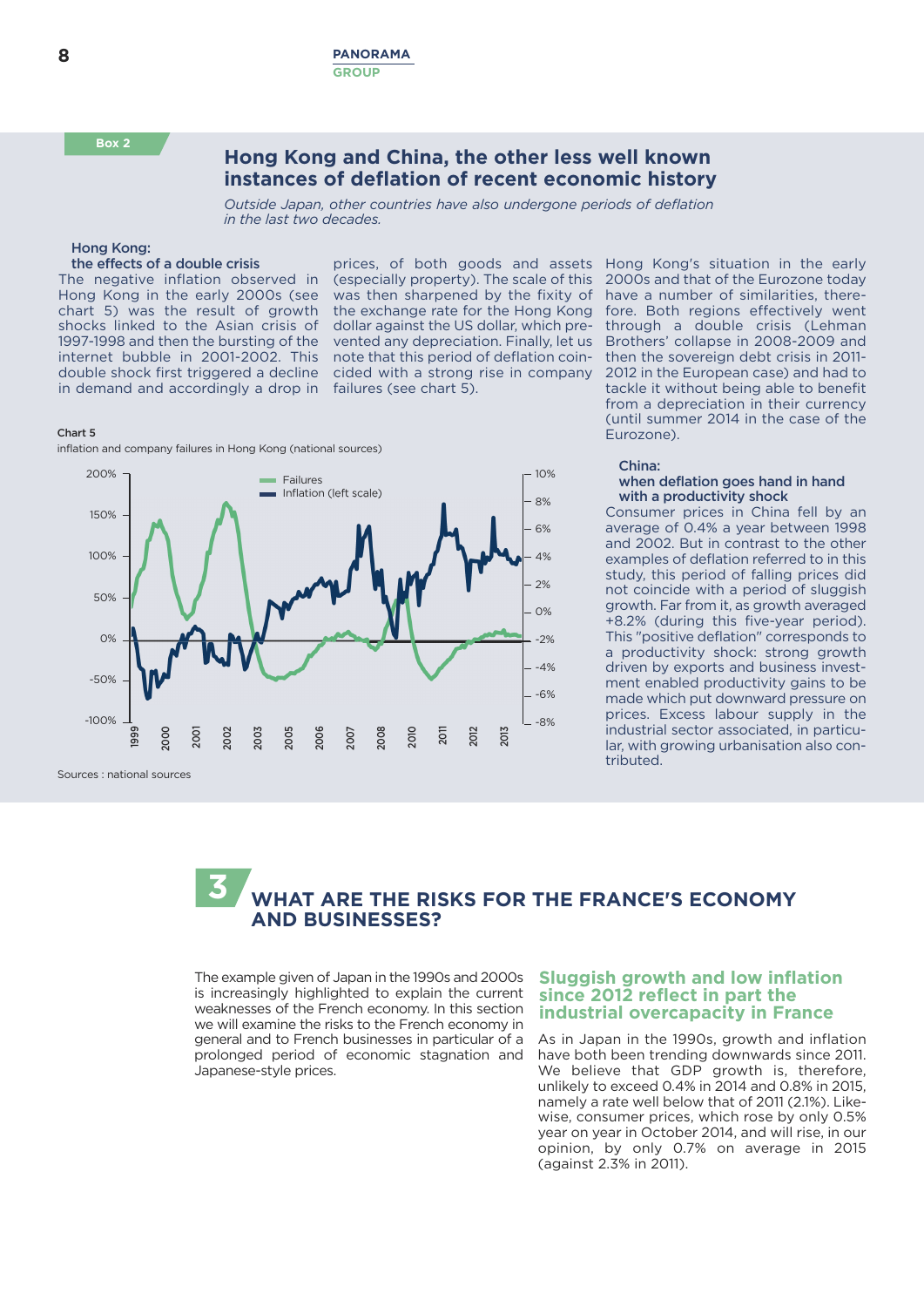Box 2

## Hong Kong and China, the other less well known instances of deflation of recent economic history

*Outside Japan, other countries have also undergone periods of deflation in the last two decades.*

### Hong Kong: the effects of a double crisis

The negative inflation observed in Hong Kong in the early 2000s (see chart 5) was the result of growth shocks linked to the Asian crisis of 1997-1998 and then the bursting of the internet bubble in 2001-2002. This double shock first triggered a decline in demand and accordingly a drop in prices, of both goods and assets (especially property). The scale of this was then sharpened by the fixity of the exchange rate for the Hong Kong dollar against the US dollar, which prevented any depreciation. Finally, let us note that this period of deflation coincided with a strong rise in company failures (see chart 5).

Chart 5

inflation and company failures in Hong Kong (national sources)

Sources : national sources

Hong Kong's situation in the early 2000s and that of the Eurozone today have a number of similarities, therefore. Both regions effectively went through a double crisis (Lehman Brothers' collapse in 2008-2009 and then the sovereign debt crisis in 2011-2012 in the European case) and had to tackle it without being able to benefit from a depreciation in their currency (until summer 2014 in the case of the Eurozone).

### China: when deflation goes hand in hand with a productivity shock

Consumer prices in China fell by an average of 0.4% a year between 1998 and 2002. But in contrast to the other examples of deflation referred to in this study, this period of falling prices did not coincide with a period of sluggish growth. Far from it, as growth averaged +8.2% (during this five-year period). This "positive deflation" corresponds to a productivity shock: strong growth driven by exports and business investment enabled productivity gains to be made which put downward pressure on prices. Excess labour supply in the industrial sector associated, in particular, with growing urbanisation also contributed.

# 3 WHAT ARE THE RISKS FOR THE FRANCE'S ECONOMY AND BUSINESSES?

The example given of Japan in the 1990s and 2000s is increasingly highlighted to explain the current weaknesses of the French economy. In this section we will examine the risks to the French economy in general and to French businesses in particular of a prolonged period of economic stagnation and Japanese-style prices.

## Sluggish growth and low inflation since 2012 reflect in part the industrial overcapacity in France

As in Japan in the 1990s, growth and inflation have both been trending downwards since 2011. We believe that GDP growth is, therefore, unlikely to exceed 0.4% in 2014 and 0.8% in 2015, namely a rate well below that of 2011 (2.1%). Likewise, consumer prices, which rose by only 0.5% year on year in October 2014, and will rise, in our opinion, by only 0.7% on average in 2015 (against 2.3% in 2011).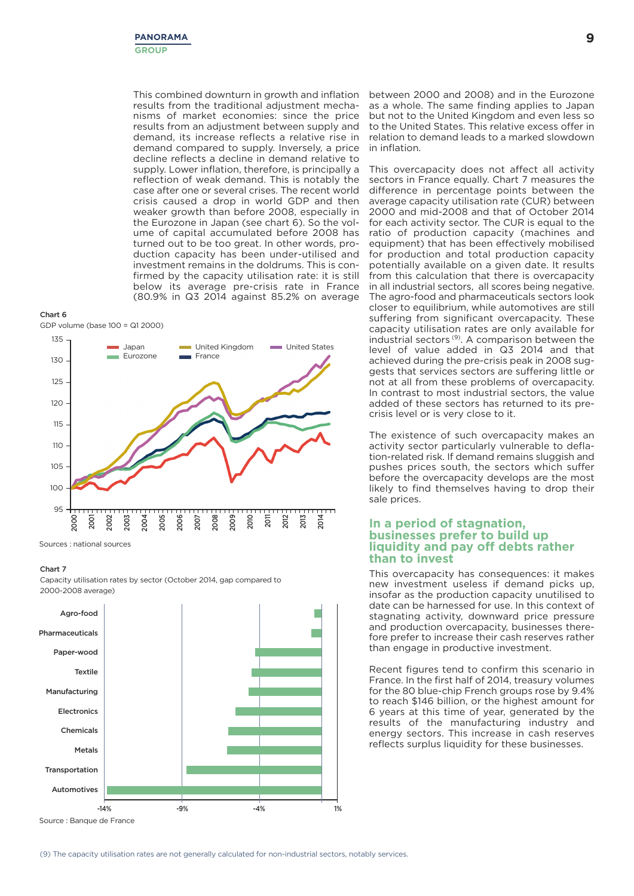This combined downturn in growth and inflation results from the traditional adjustment mechanisms of market economies: since the price results from an adjustment between supply and demand, its increase reflects a relative rise in demand compared to supply. Inversely, a price decline reflects a decline in demand relative to supply. Lower inflation, therefore, is principally a reflection of weak demand. This is notably the case after one or several crises. The recent world crisis caused a drop in world GDP and then weaker growth than before 2008, especially in the Eurozone in Japan (see chart 6). So the volume of capital accumulated before 2008 has turned out to be too great. In other words, production capacity has been under-utilised and investment remains in the doldrums. This is confirmed by the capacity utilisation rate: it is still below its average pre-crisis rate in France (80.9% in Q3 2014 against 85.2% on average between 2000 and 2008) and in the Eurozone as a whole. The same finding applies to Japan but not to the United Kingdom and even less so to the United States. This relative excess offer in relation to demand leads to a marked slowdown in inflation.

Chart 6

GDP volume (base 100 = Q1 2000)

Sources : national sources

Chart 7

Capacity utilisation rates by sector (October 2014, gap compared to 2000-2008 average)

Source : Banque de France

This overcapacity does not affect all activity sectors in France equally. Chart 7 measures the difference in percentage points between the average capacity utilisation rate (CUR) between 2000 and mid-2008 and that of October 2014 for each activity sector. The CUR is equal to the ratio of production capacity (machines and equipment) that has been effectively mobilised for production and total production capacity potentially available on a given date. It results from this calculation that there is overcapacity in all industrial sectors, all scores being negative. The agro-food and pharmaceuticals sectors look closer to equilibrium, while automotives are still suffering from significant overcapacity. These capacity utilisation rates are only available for industrial sectors [9]. A comparison between the level of value added in Q3 2014 and that achieved during the pre-crisis peak in 2008 suggests that services sectors are suffering little or not at all from these problems of overcapacity. In contrast to most industrial sectors, the value added of these sectors has returned to its pre-crisis level or is very close to it.

The existence of such overcapacity makes an activity sector particularly vulnerable to deflation-related risk. If demand remains sluggish and pushes prices south, the sectors which suffer before the overcapacity develops are the most likely to find themselves having to drop their sale prices.

## In a period of stagnation, businesses prefer to build up liquidity and pay off debts rather than to invest

This overcapacity has consequences: it makes new investment useless if demand picks up, insofar as the production capacity unutilised to date can be harnessed for use. In this context of stagnating activity, downward price pressure and production overcapacity, businesses therefore prefer to increase their cash reserves rather than engage in productive investment.

Recent figures tend to confirm this scenario in France. In the first half of 2014, treasury volumes for the 80 blue-chip French groups rose by 9.4% to reach $146 billion, or the highest amount for 6 years at this time of year, generated by the results of the manufacturing industry and energy sectors. This increase in cash reserves reflects surplus liquidity for these businesses.

(9) The capacity utilisation rates are not generally calculated for non-industrial sectors, notably services.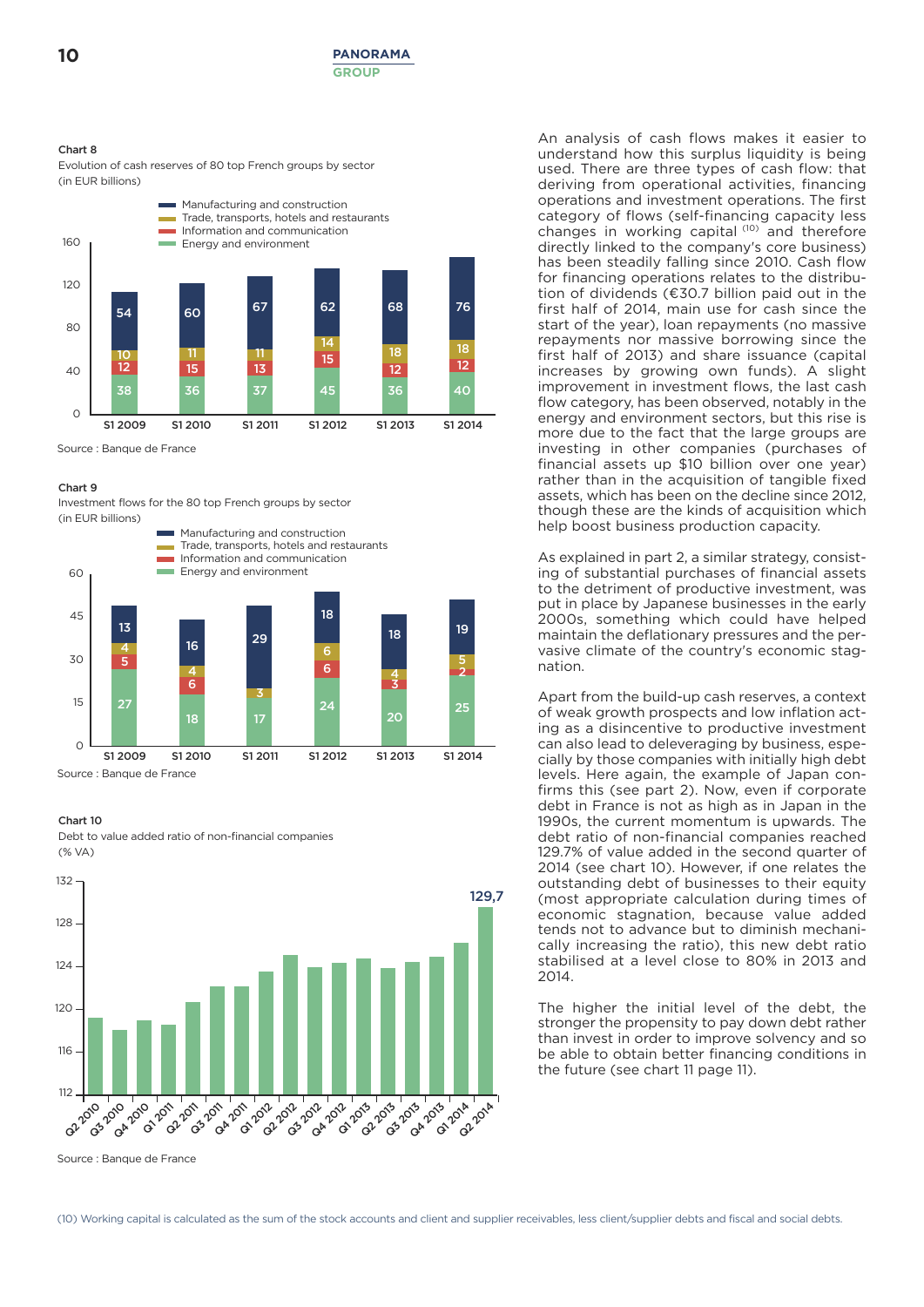**Chart 8**

Evolution of cash reserves of 80 top French groups by sector
(in EUR billions)

| | S1 2009 | S1 2010 | S1 2011 | S1 2012 | S1 2013 | S1 2014 |
|---|---|---|---|---|---|---|
| Manufacturing and construction | 54 | 60 | 67 | 62 | 68 | 76 |
| Trade, transports, hotels and restaurants | 10 | 11 | 11 | 14 | 18 | 18 |
| Information and communication | 12 | 15 | 13 | 15 | 12 | 12 |
| Energy and environment | 38 | 36 | 37 | 45 | 36 | 40 |

Source : Banque de France

**Chart 9**

Investment flows for the 80 top French groups by sector
(in EUR billions)

| | S1 2009 | S1 2010 | S1 2011 | S1 2012 | S1 2013 | S1 2014 |
|---|---|---|---|---|---|---|
| Manufacturing and construction | 13 | 16 | 29 | 18 | 18 | 19 |
| Trade, transports, hotels and restaurants | 4 | 4 | 3 | 6 | 4 | 5 |
| Information and communication | 5 | 6 | | 6 | 3 | 2 |
| Energy and environment | 27 | 18 | 17 | 24 | 20 | 25 |

Source : Banque de France

**Chart 10**

Debt to value added ratio of non-financial companies
(% VA)

Q2 2010 – Q2 2014; Q2 2014: 129,7

Source : Banque de France

An analysis of cash flows makes it easier to understand how this surplus liquidity is being used. There are three types of cash flow: that deriving from operational activities, financing operations and investment operations. The first category of flows (self-financing capacity less changes in working capital [10] and therefore directly linked to the company's core business) has been steadily falling since 2010. Cash flow for financing operations relates to the distribution of dividends (€30.7 billion paid out in the first half of 2014, main use for cash since the start of the year), loan repayments (no massive repayments nor massive borrowing since the first half of 2013) and share issuance (capital increases by growing own funds). A slight improvement in investment flows, the last cash flow category, has been observed, notably in the energy and environment sectors, but this rise is more due to the fact that the large groups are investing in other companies (purchases of financial assets up $10 billion over one year) rather than in the acquisition of tangible fixed assets, which has been on the decline since 2012, though these are the kinds of acquisition which help boost business production capacity.

As explained in part 2, a similar strategy, consisting of substantial purchases of financial assets to the detriment of productive investment, was put in place by Japanese businesses in the early 2000s, something which could have helped maintain the deflationary pressures and the pervasive climate of the country's economic stagnation.

Apart from the build-up cash reserves, a context of weak growth prospects and low inflation acting as a disincentive to productive investment can also lead to deleveraging by business, especially by those companies with initially high debt levels. Here again, the example of Japan confirms this (see part 2). Now, even if corporate debt in France is not as high as in Japan in the 1990s, the current momentum is upwards. The debt ratio of non-financial companies reached 129.7% of value added in the second quarter of 2014 (see chart 10). However, if one relates the outstanding debt of businesses to their equity (most appropriate calculation during times of economic stagnation, because value added tends not to advance but to diminish mechanically increasing the ratio), this new debt ratio stabilised at a level close to 80% in 2013 and 2014.

The higher the initial level of the debt, the stronger the propensity to pay down debt rather than invest in order to improve solvency and so be able to obtain better financing conditions in the future (see chart 11 page 11).

(10) Working capital is calculated as the sum of the stock accounts and client and supplier receivables, less client/supplier debts and fiscal and social debts.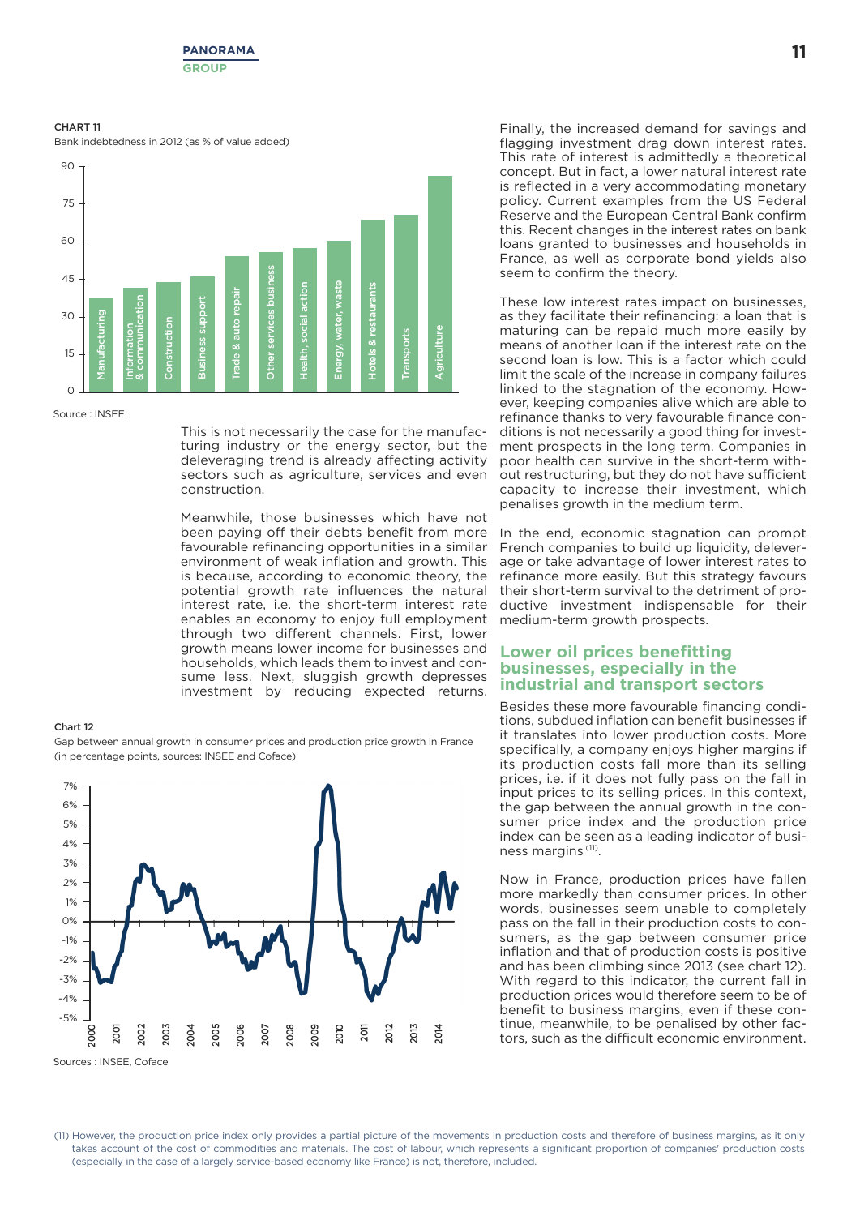CHART 11

Bank indebtedness in 2012 (as % of value added)

Source : INSEE

This is not necessarily the case for the manufacturing industry or the energy sector, but the deleveraging trend is already affecting activity sectors such as agriculture, services and even construction.

Meanwhile, those businesses which have not been paying off their debts benefit from more favourable refinancing opportunities in a similar environment of weak inflation and growth. This is because, according to economic theory, the potential growth rate influences the natural interest rate, i.e. the short-term interest rate enables an economy to enjoy full employment through two different channels. First, lower growth means lower income for businesses and households, which leads them to invest and consume less. Next, sluggish growth depresses investment by reducing expected returns.

Chart 12

Gap between annual growth in consumer prices and production price growth in France (in percentage points, sources: INSEE and Coface)

Sources : INSEE, Coface

Finally, the increased demand for savings and flagging investment drag down interest rates. This rate of interest is admittedly a theoretical concept. But in fact, a lower natural interest rate is reflected in a very accommodating monetary policy. Current examples from the US Federal Reserve and the European Central Bank confirm this. Recent changes in the interest rates on bank loans granted to businesses and households in France, as well as corporate bond yields also seem to confirm the theory.

These low interest rates impact on businesses, as they facilitate their refinancing: a loan that is maturing can be repaid much more easily by means of another loan if the interest rate on the second loan is low. This is a factor which could limit the scale of the increase in company failures linked to the stagnation of the economy. However, keeping companies alive which are able to refinance thanks to very favourable finance conditions is not necessarily a good thing for investment prospects in the long term. Companies in poor health can survive in the short-term without restructuring, but they do not have sufficient capacity to increase their investment, which penalises growth in the medium term.

In the end, economic stagnation can prompt French companies to build up liquidity, deleverage or take advantage of lower interest rates to refinance more easily. But this strategy favours their short-term survival to the detriment of productive investment indispensable for their medium-term growth prospects.

## Lower oil prices benefitting businesses, especially in the industrial and transport sectors

Besides these more favourable financing conditions, subdued inflation can benefit businesses if it translates into lower production costs. More specifically, a company enjoys higher margins if its production costs fall more than its selling prices, i.e. if it does not fully pass on the fall in input prices to its selling prices. In this context, the gap between the annual growth in the consumer price index and the production price index can be seen as a leading indicator of business margins [11].

Now in France, production prices have fallen more markedly than consumer prices. In other words, businesses seem unable to completely pass on the fall in their production costs to consumers, as the gap between consumer price inflation and that of production costs is positive and has been climbing since 2013 (see chart 12). With regard to this indicator, the current fall in production prices would therefore seem to be of benefit to business margins, even if these continue, meanwhile, to be penalised by other factors, such as the difficult economic environment.

(11) However, the production price index only provides a partial picture of the movements in production costs and therefore of business margins, as it only takes account of the cost of commodities and materials. The cost of labour, which represents a significant proportion of companies' production costs (especially in the case of a largely service-based economy like France) is not, therefore, included.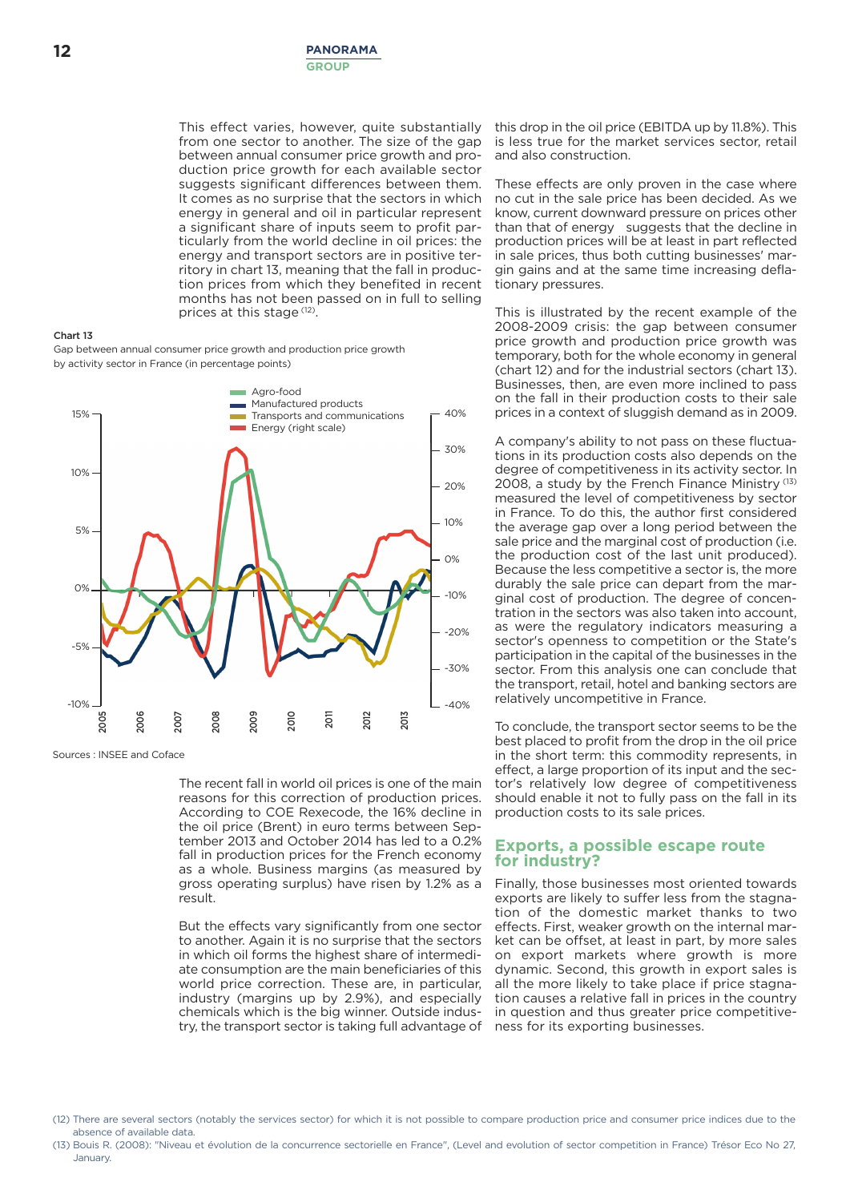This effect varies, however, quite substantially from one sector to another. The size of the gap between annual consumer price growth and production price growth for each available sector suggests significant differences between them. It comes as no surprise that the sectors in which energy in general and oil in particular represent a significant share of inputs seem to profit particularly from the world decline in oil prices: the energy and transport sectors are in positive territory in chart 13, meaning that the fall in production prices from which they benefited in recent months has not been passed on in full to selling prices at this stage [12].

**Chart 13**

Gap between annual consumer price growth and production price growth by activity sector in France (in percentage points)

Agro-food
Manufactured products
Transports and communications
Energy (right scale)

Sources : INSEE and Coface

The recent fall in world oil prices is one of the main reasons for this correction of production prices. According to COE Rexecode, the 16% decline in the oil price (Brent) in euro terms between September 2013 and October 2014 has led to a 0.2% fall in production prices for the French economy as a whole. Business margins (as measured by gross operating surplus) have risen by 1.2% as a result.

But the effects vary significantly from one sector to another. Again it is no surprise that the sectors in which oil forms the highest share of intermediate consumption are the main beneficiaries of this world price correction. These are, in particular, industry (margins up by 2.9%), and especially chemicals which is the big winner. Outside industry, the transport sector is taking full advantage of this drop in the oil price (EBITDA up by 11.8%). This is less true for the market services sector, retail and also construction.

These effects are only proven in the case where no cut in the sale price has been decided. As we know, current downward pressure on prices other than that of energy suggests that the decline in production prices will be at least in part reflected in sale prices, thus both cutting businesses' margin gains and at the same time increasing deflationary pressures.

This is illustrated by the recent example of the 2008-2009 crisis: the gap between consumer price growth and production price growth was temporary, both for the whole economy in general (chart 12) and for the industrial sectors (chart 13). Businesses, then, are even more inclined to pass on the fall in their production costs to their sale prices in a context of sluggish demand as in 2009.

A company's ability to not pass on these fluctuations in its production costs also depends on the degree of competitiveness in its activity sector. In 2008, a study by the French Finance Ministry [13] measured the level of competitiveness by sector in France. To do this, the author first considered the average gap over a long period between the sale price and the marginal cost of production (i.e. the production cost of the last unit produced). Because the less competitive a sector is, the more durably the sale price can depart from the marginal cost of production. The degree of concentration in the sectors was also taken into account, as were the regulatory indicators measuring a sector's openness to competition or the State's participation in the capital of the businesses in the sector. From this analysis one can conclude that the transport, retail, hotel and banking sectors are relatively uncompetitive in France.

To conclude, the transport sector seems to be the best placed to profit from the drop in the oil price in the short term: this commodity represents, in effect, a large proportion of its input and the sector's relatively low degree of competitiveness should enable it not to fully pass on the fall in its production costs to its sale prices.

## Exports, a possible escape route for industry?

Finally, those businesses most oriented towards exports are likely to suffer less from the stagnation of the domestic market thanks to two effects. First, weaker growth on the internal market can be offset, at least in part, by more sales on export markets where growth is more dynamic. Second, this growth in export sales is all the more likely to take place if price stagnation causes a relative fall in prices in the country in question and thus greater price competitiveness for its exporting businesses.

(12) There are several sectors (notably the services sector) for which it is not possible to compare production price and consumer price indices due to the absence of available data.

(13) Bouis R. (2008): "Niveau et évolution de la concurrence sectorielle en France", (Level and evolution of sector competition in France) Trésor Eco No 27, January.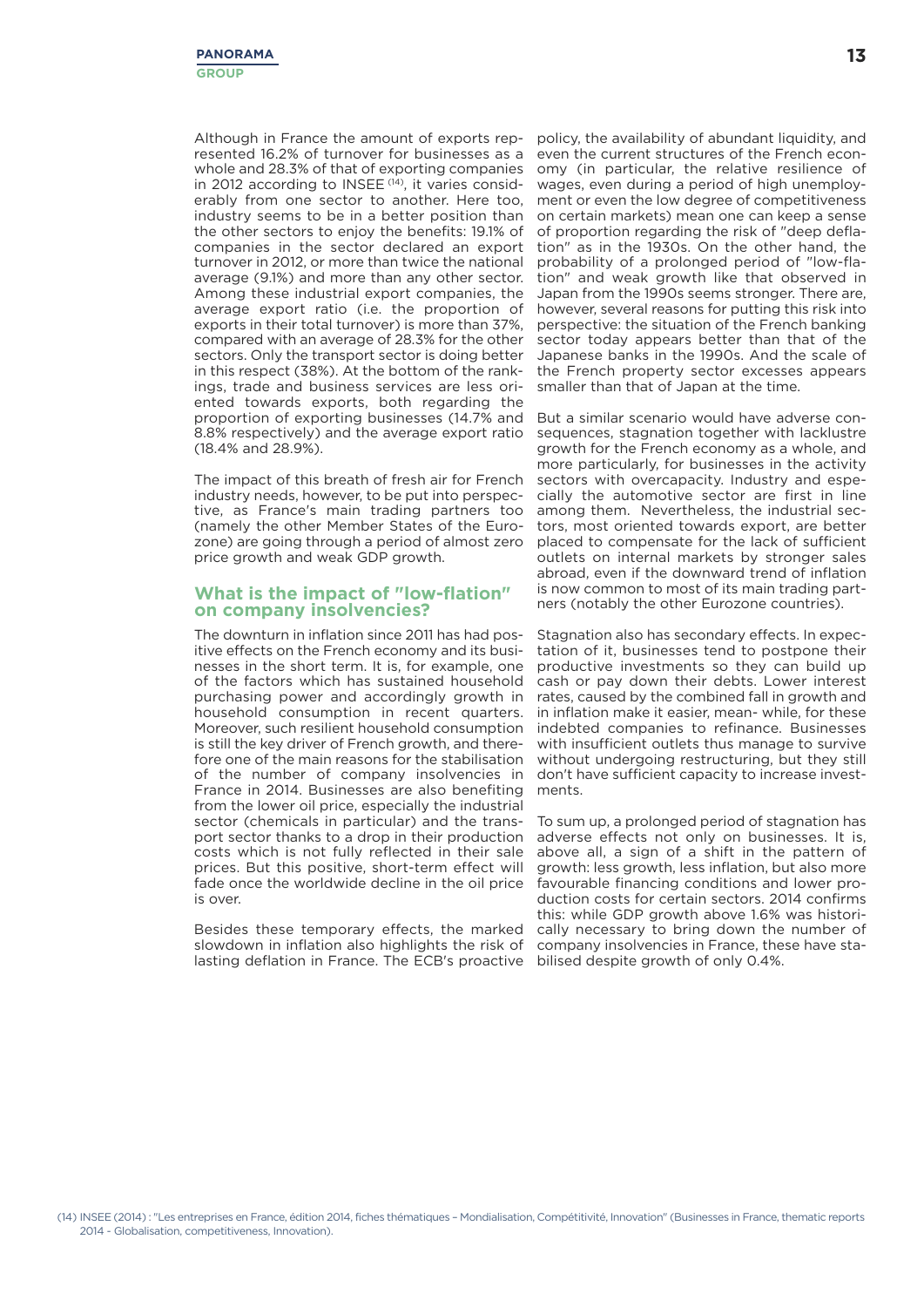Although in France the amount of exports represented 16.2% of turnover for businesses as a whole and 28.3% of that of exporting companies in 2012 according to INSEE [14], it varies considerably from one sector to another. Here too, industry seems to be in a better position than the other sectors to enjoy the benefits: 19.1% of companies in the sector declared an export turnover in 2012, or more than twice the national average (9.1%) and more than any other sector. Among these industrial export companies, the average export ratio (i.e. the proportion of exports in their total turnover) is more than 37%, compared with an average of 28.3% for the other sectors. Only the transport sector is doing better in this respect (38%). At the bottom of the rankings, trade and business services are less oriented towards exports, both regarding the proportion of exporting businesses (14.7% and 8.8% respectively) and the average export ratio (18.4% and 28.9%).

The impact of this breath of fresh air for French industry needs, however, to be put into perspective, as France's main trading partners too (namely the other Member States of the Eurozone) are going through a period of almost zero price growth and weak GDP growth.

## What is the impact of "low-flation" on company insolvencies?

The downturn in inflation since 2011 has had positive effects on the French economy and its businesses in the short term. It is, for example, one of the factors which has sustained household purchasing power and accordingly growth in household consumption in recent quarters. Moreover, such resilient household consumption is still the key driver of French growth, and therefore one of the main reasons for the stabilisation of the number of company insolvencies in France in 2014. Businesses are also benefiting from the lower oil price, especially the industrial sector (chemicals in particular) and the transport sector thanks to a drop in their production costs which is not fully reflected in their sale prices. But this positive, short-term effect will fade once the worldwide decline in the oil price is over.

Besides these temporary effects, the marked slowdown in inflation also highlights the risk of lasting deflation in France. The ECB's proactive policy, the availability of abundant liquidity, and even the current structures of the French economy (in particular, the relative resilience of wages, even during a period of high unemployment or even the low degree of competitiveness on certain markets) mean one can keep a sense of proportion regarding the risk of "deep deflation" as in the 1930s. On the other hand, the probability of a prolonged period of "low-flation" and weak growth like that observed in Japan from the 1990s seems stronger. There are, however, several reasons for putting this risk into perspective: the situation of the French banking sector today appears better than that of the Japanese banks in the 1990s. And the scale of the French property sector excesses appears smaller than that of Japan at the time.

But a similar scenario would have adverse consequences, stagnation together with lacklustre growth for the French economy as a whole, and more particularly, for businesses in the activity sectors with overcapacity. Industry and especially the automotive sector are first in line among them. Nevertheless, the industrial sectors, most oriented towards export, are better placed to compensate for the lack of sufficient outlets on internal markets by stronger sales abroad, even if the downward trend of inflation is now common to most of its main trading partners (notably the other Eurozone countries).

Stagnation also has secondary effects. In expectation of it, businesses tend to postpone their productive investments so they can build up cash or pay down their debts. Lower interest rates, caused by the combined fall in growth and in inflation make it easier, mean- while, for these indebted companies to refinance. Businesses with insufficient outlets thus manage to survive without undergoing restructuring, but they still don't have sufficient capacity to increase investments.

To sum up, a prolonged period of stagnation has adverse effects not only on businesses. It is, above all, a sign of a shift in the pattern of growth: less growth, less inflation, but also more favourable financing conditions and lower production costs for certain sectors. 2014 confirms this: while GDP growth above 1.6% was historically necessary to bring down the number of company insolvencies in France, these have stabilised despite growth of only 0.4%.

(14) INSEE (2014) : "Les entreprises en France, édition 2014, fiches thématiques – Mondialisation, Compétitivité, Innovation" (Businesses in France, thematic reports 2014 - Globalisation, competitiveness, Innovation).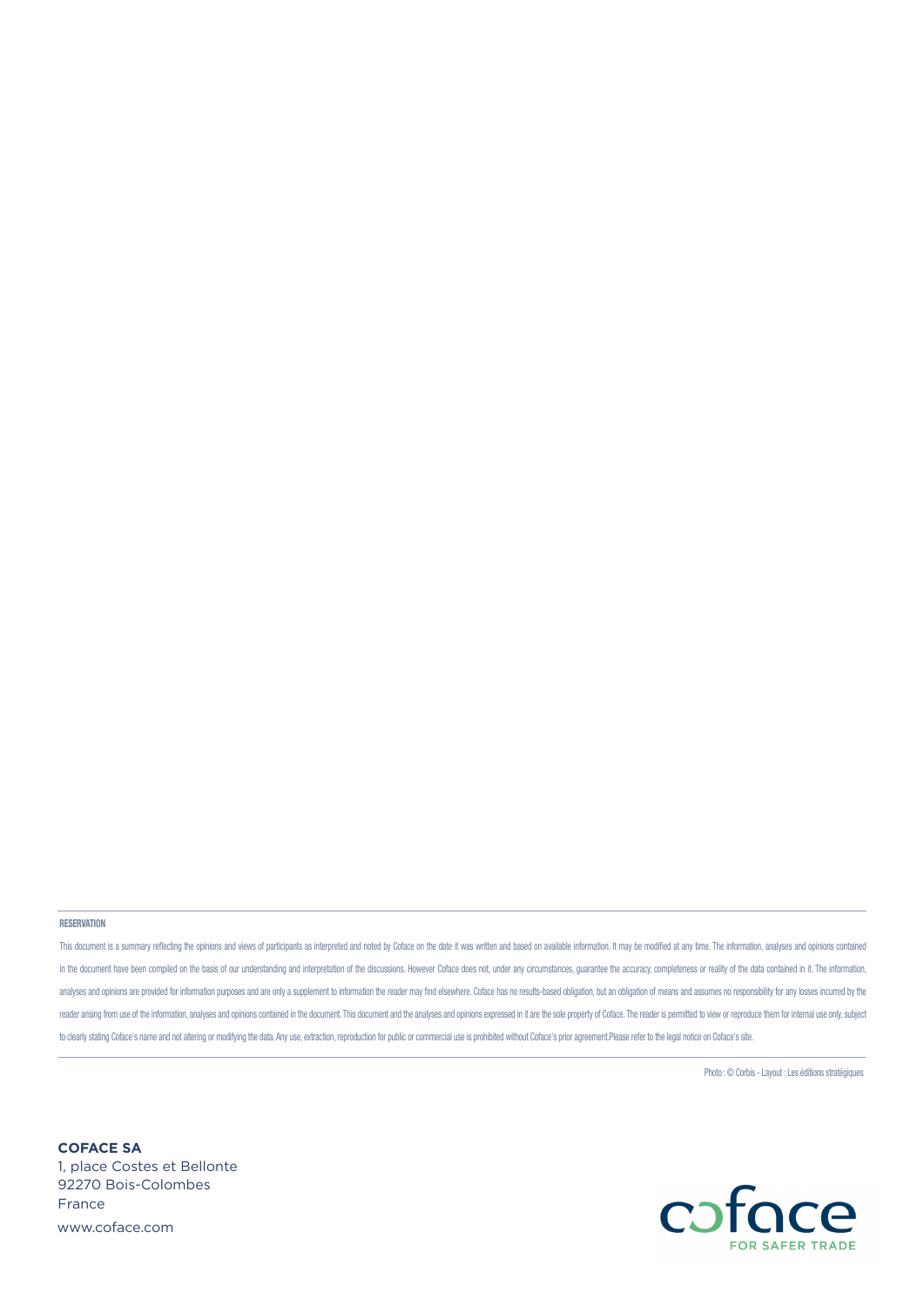RESERVATION

This document is a summary reflecting the opinions and views of participants as interpreted and noted by Coface on the date it was written and based on available information. It may be modified at any time. The information, analyses and opinions contained in the document have been compiled on the basis of our understanding and interpretation of the discussions. However Coface does not, under any circumstances, guarantee the accuracy, completeness or reality of the data contained in it. The information, analyses and opinions are provided for information purposes and are only a supplement to information the reader may find elsewhere. Coface has no results-based obligation, but an obligation of means and assumes no responsibility for any losses incurred by the reader arising from use of the information, analyses and opinions contained in the document. This document and the analyses and opinions expressed in it are the sole property of Coface. The reader is permitted to view or reproduce them for internal use only, subject to clearly stating Coface's name and not altering or modifying the data. Any use, extraction, reproduction for public or commercial use is prohibited without Coface's prior agreement.Please refer to the legal notice on Coface's site.

Photo : © Corbis - Layout : Les éditions stratégiques

**COFACE SA**
1, place Costes et Bellonte
92270 Bois-Colombes
France

www.coface.com

coface
FOR SAFER TRADE